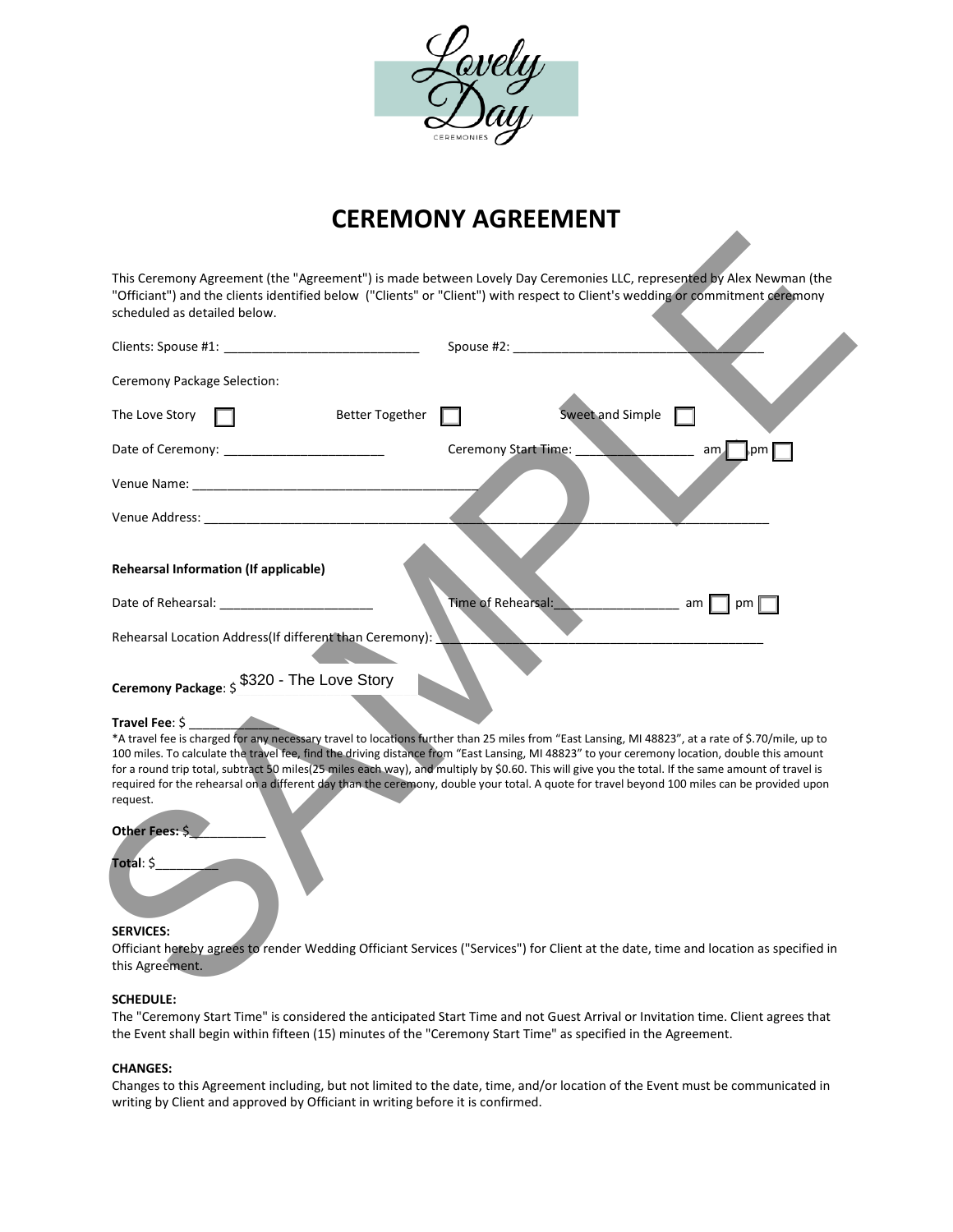Lovely Day CEREMONIES

# CEREMONY AGREEMENT

This Ceremony Agreement (the "Agreement") is made between Lovely Day Ceremonies LLC, represented by Alex Newman (the "Officiant") and the clients identified below ("Clients" or "Client") with respect to Client's wedding or commitment ceremony scheduled as detailed below.

Clients: Spouse #1: ___________________________ Spouse #2: ___________________________________

Ceremony Package Selection:

The Love Story ☐ Better Together ☐ Sweet and Simple ☐

Date of Ceremony: ______________________ Ceremony Start Time: ________________ am ☐ pm ☐

Venue Name: ________________________________________

Venue Address: ________________________________________________________________________________

**Rehearsal Information (If applicable)**

Date of Rehearsal: ______________________ Time of Rehearsal:_________________ am ☐ pm ☐

Rehearsal Location Address(If different than Ceremony): ______________________________________________

**Ceremony Package**: $ $320 - The Love Story

**Travel Fee**: $ ____________

*A travel fee is charged for any necessary travel to locations further than 25 miles from "East Lansing, MI 48823", at a rate of $.70/mile, up to 100 miles. To calculate the travel fee, find the driving distance from "East Lansing, MI 48823" to your ceremony location, double this amount for a round trip total, subtract 50 miles(25 miles each way), and multiply by $0.60. This will give you the total. If the same amount of travel is required for the rehearsal on a different day than the ceremony, double your total. A quote for travel beyond 100 miles can be provided upon request.

**Other Fees:** $__________

**Total**: $________

**SERVICES:**
Officiant hereby agrees to render Wedding Officiant Services ("Services") for Client at the date, time and location as specified in this Agreement.

**SCHEDULE:**
The "Ceremony Start Time" is considered the anticipated Start Time and not Guest Arrival or Invitation time. Client agrees that the Event shall begin within fifteen (15) minutes of the "Ceremony Start Time" as specified in the Agreement.

**CHANGES:**
Changes to this Agreement including, but not limited to the date, time, and/or location of the Event must be communicated in writing by Client and approved by Officiant in writing before it is confirmed.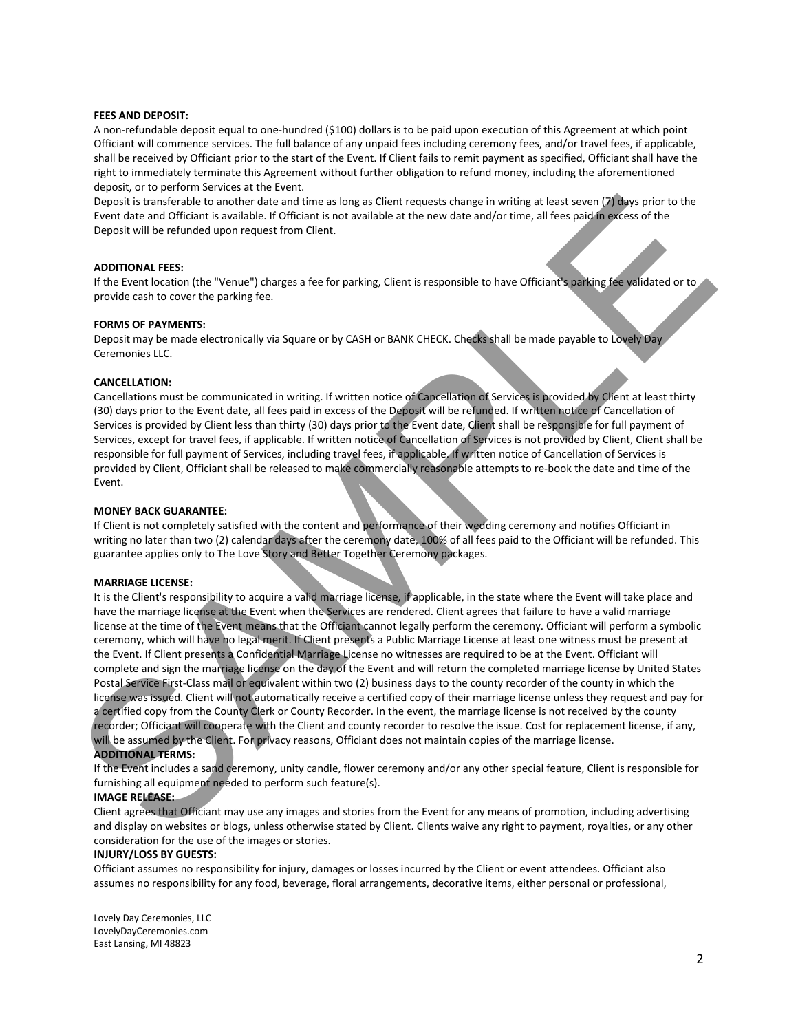**FEES AND DEPOSIT:**
A non-refundable deposit equal to one-hundred ($100) dollars is to be paid upon execution of this Agreement at which point Officiant will commence services. The full balance of any unpaid fees including ceremony fees, and/or travel fees, if applicable, shall be received by Officiant prior to the start of the Event. If Client fails to remit payment as specified, Officiant shall have the right to immediately terminate this Agreement without further obligation to refund money, including the aforementioned deposit, or to perform Services at the Event.
Deposit is transferable to another date and time as long as Client requests change in writing at least seven (7) days prior to the Event date and Officiant is available. If Officiant is not available at the new date and/or time, all fees paid in excess of the Deposit will be refunded upon request from Client.

**ADDITIONAL FEES:**
If the Event location (the "Venue") charges a fee for parking, Client is responsible to have Officiant's parking fee validated or to provide cash to cover the parking fee.

**FORMS OF PAYMENTS:**
Deposit may be made electronically via Square or by CASH or BANK CHECK. Checks shall be made payable to Lovely Day Ceremonies LLC.

**CANCELLATION:**
Cancellations must be communicated in writing. If written notice of Cancellation of Services is provided by Client at least thirty (30) days prior to the Event date, all fees paid in excess of the Deposit will be refunded. If written notice of Cancellation of Services is provided by Client less than thirty (30) days prior to the Event date, Client shall be responsible for full payment of Services, except for travel fees, if applicable. If written notice of Cancellation of Services is not provided by Client, Client shall be responsible for full payment of Services, including travel fees, if applicable. If written notice of Cancellation of Services is provided by Client, Officiant shall be released to make commercially reasonable attempts to re-book the date and time of the Event.

**MONEY BACK GUARANTEE:**
If Client is not completely satisfied with the content and performance of their wedding ceremony and notifies Officiant in writing no later than two (2) calendar days after the ceremony date, 100% of all fees paid to the Officiant will be refunded. This guarantee applies only to The Love Story and Better Together Ceremony packages.

**MARRIAGE LICENSE:**
It is the Client's responsibility to acquire a valid marriage license, if applicable, in the state where the Event will take place and have the marriage license at the Event when the Services are rendered. Client agrees that failure to have a valid marriage license at the time of the Event means that the Officiant cannot legally perform the ceremony. Officiant will perform a symbolic ceremony, which will have no legal merit. If Client presents a Public Marriage License at least one witness must be present at the Event. If Client presents a Confidential Marriage License no witnesses are required to be at the Event. Officiant will complete and sign the marriage license on the day of the Event and will return the completed marriage license by United States Postal Service First-Class mail or equivalent within two (2) business days to the county recorder of the county in which the license was issued. Client will not automatically receive a certified copy of their marriage license unless they request and pay for a certified copy from the County Clerk or County Recorder. In the event, the marriage license is not received by the county recorder; Officiant will cooperate with the Client and county recorder to resolve the issue. Cost for replacement license, if any, will be assumed by the Client. For privacy reasons, Officiant does not maintain copies of the marriage license.

**ADDITIONAL TERMS:**
If the Event includes a sand ceremony, unity candle, flower ceremony and/or any other special feature, Client is responsible for furnishing all equipment needed to perform such feature(s).

**IMAGE RELEASE:**
Client agrees that Officiant may use any images and stories from the Event for any means of promotion, including advertising and display on websites or blogs, unless otherwise stated by Client. Clients waive any right to payment, royalties, or any other consideration for the use of the images or stories.

**INJURY/LOSS BY GUESTS:**
Officiant assumes no responsibility for injury, damages or losses incurred by the Client or event attendees. Officiant also assumes no responsibility for any food, beverage, floral arrangements, decorative items, either personal or professional,

Lovely Day Ceremonies, LLC
LovelyDayCeremonies.com
East Lansing, MI 48823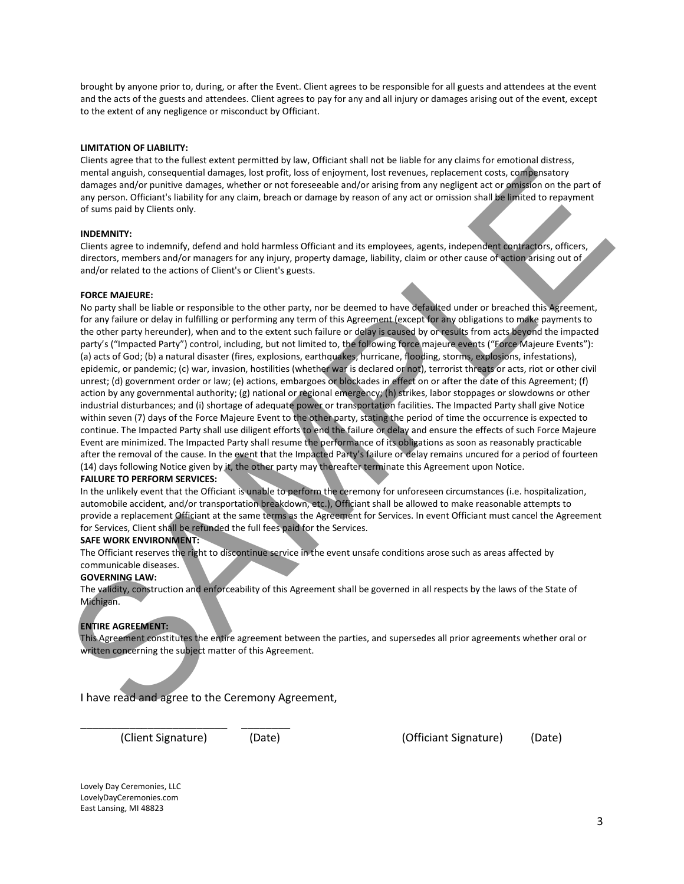brought by anyone prior to, during, or after the Event. Client agrees to be responsible for all guests and attendees at the event and the acts of the guests and attendees. Client agrees to pay for any and all injury or damages arising out of the event, except to the extent of any negligence or misconduct by Officiant.

**LIMITATION OF LIABILITY:**
Clients agree that to the fullest extent permitted by law, Officiant shall not be liable for any claims for emotional distress, mental anguish, consequential damages, lost profit, loss of enjoyment, lost revenues, replacement costs, compensatory damages and/or punitive damages, whether or not foreseeable and/or arising from any negligent act or omission on the part of any person. Officiant's liability for any claim, breach or damage by reason of any act or omission shall be limited to repayment of sums paid by Clients only.

**INDEMNITY:**
Clients agree to indemnify, defend and hold harmless Officiant and its employees, agents, independent contractors, officers, directors, members and/or managers for any injury, property damage, liability, claim or other cause of action arising out of and/or related to the actions of Client's or Client's guests.

**FORCE MAJEURE:**
No party shall be liable or responsible to the other party, nor be deemed to have defaulted under or breached this Agreement, for any failure or delay in fulfilling or performing any term of this Agreement (except for any obligations to make payments to the other party hereunder), when and to the extent such failure or delay is caused by or results from acts beyond the impacted party's ("Impacted Party") control, including, but not limited to, the following force majeure events ("Force Majeure Events"): (a) acts of God; (b) a natural disaster (fires, explosions, earthquakes, hurricane, flooding, storms, explosions, infestations), epidemic, or pandemic; (c) war, invasion, hostilities (whether war is declared or not), terrorist threats or acts, riot or other civil unrest; (d) government order or law; (e) actions, embargoes or blockades in effect on or after the date of this Agreement; (f) action by any governmental authority; (g) national or regional emergency; (h) strikes, labor stoppages or slowdowns or other industrial disturbances; and (i) shortage of adequate power or transportation facilities. The Impacted Party shall give Notice within seven (7) days of the Force Majeure Event to the other party, stating the period of time the occurrence is expected to continue. The Impacted Party shall use diligent efforts to end the failure or delay and ensure the effects of such Force Majeure Event are minimized. The Impacted Party shall resume the performance of its obligations as soon as reasonably practicable after the removal of the cause. In the event that the Impacted Party's failure or delay remains uncured for a period of fourteen (14) days following Notice given by it, the other party may thereafter terminate this Agreement upon Notice.

**FAILURE TO PERFORM SERVICES:**
In the unlikely event that the Officiant is unable to perform the ceremony for unforeseen circumstances (i.e. hospitalization, automobile accident, and/or transportation breakdown, etc.), Officiant shall be allowed to make reasonable attempts to provide a replacement Officiant at the same terms as the Agreement for Services. In event Officiant must cancel the Agreement for Services, Client shall be refunded the full fees paid for the Services.

**SAFE WORK ENVIRONMENT:**
The Officiant reserves the right to discontinue service in the event unsafe conditions arose such as areas affected by communicable diseases.

**GOVERNING LAW:**
The validity, construction and enforceability of this Agreement shall be governed in all respects by the laws of the State of Michigan.

**ENTIRE AGREEMENT:**
This Agreement constitutes the entire agreement between the parties, and supersedes all prior agreements whether oral or written concerning the subject matter of this Agreement.

I have read and agree to the Ceremony Agreement,

\_\_\_\_\_\_\_\_\_\_\_\_\_\_\_\_\_\_\_\_\_\_\_\_\_ \_\_\_\_\_\_\_\_\_

(Client Signature) (Date) (Officiant Signature) (Date)

Lovely Day Ceremonies, LLC
LovelyDayCeremonies.com
East Lansing, MI 48823